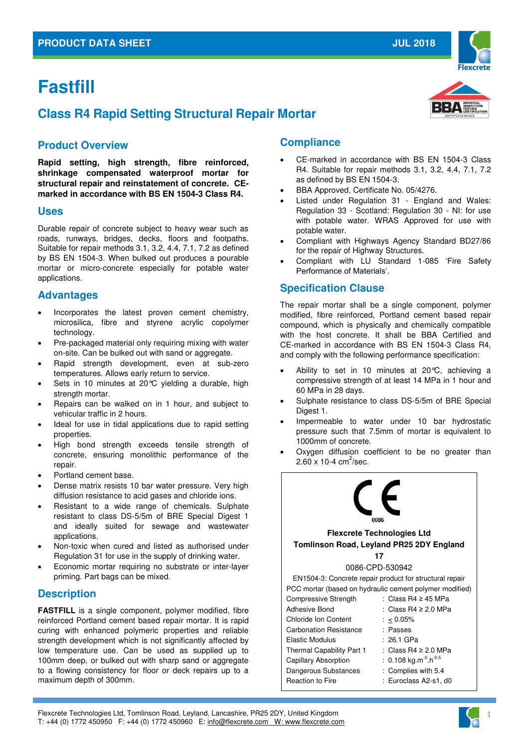PRODUCT DATA SHEET JUL 2018

# Fastfill

## Class R4 Rapid Setting Structural Repair Mortar

### Product Overview

**Rapid setting, high strength, fibre reinforced, shrinkage compensated waterproof mortar for structural repair and reinstatement of concrete. CE-marked in accordance with BS EN 1504-3 Class R4.**

### Uses

Durable repair of concrete subject to heavy wear such as roads, runways, bridges, decks, floors and footpaths. Suitable for repair methods 3.1, 3.2, 4.4, 7.1, 7.2 as defined by BS EN 1504-3. When bulked out produces a pourable mortar or micro-concrete especially for potable water applications.

### Advantages

- Incorporates the latest proven cement chemistry, microsilica, fibre and styrene acrylic copolymer technology.
- Pre-packaged material only requiring mixing with water on-site. Can be bulked out with sand or aggregate.
- Rapid strength development, even at sub-zero temperatures. Allows early return to service.
- Sets in 10 minutes at 20℃ yielding a durable, high strength mortar.
- Repairs can be walked on in 1 hour, and subject to vehicular traffic in 2 hours.
- Ideal for use in tidal applications due to rapid setting properties.
- High bond strength exceeds tensile strength of concrete, ensuring monolithic performance of the repair.
- Portland cement base.
- Dense matrix resists 10 bar water pressure. Very high diffusion resistance to acid gases and chloride ions.
- Resistant to a wide range of chemicals. Sulphate resistant to class DS-5/5m of BRE Special Digest 1 and ideally suited for sewage and wastewater applications.
- Non-toxic when cured and listed as authorised under Regulation 31 for use in the supply of drinking water.
- Economic mortar requiring no substrate or inter-layer priming. Part bags can be mixed.

### Description

**FASTFILL** is a single component, polymer modified, fibre reinforced Portland cement based repair mortar. It is rapid curing with enhanced polymeric properties and reliable strength development which is not significantly affected by low temperature use. Can be used as supplied up to 100mm deep, or bulked out with sharp sand or aggregate to a flowing consistency for floor or deck repairs up to a maximum depth of 300mm.

### Compliance

- CE-marked in accordance with BS EN 1504-3 Class R4. Suitable for repair methods 3.1, 3.2, 4.4, 7.1, 7.2 as defined by BS EN 1504-3.
- BBA Approved, Certificate No. 05/4276.
- Listed under Regulation 31 - England and Wales: Regulation 33 - Scotland: Regulation 30 - NI: for use with potable water. WRAS Approved for use with potable water.
- Compliant with Highways Agency Standard BD27/86 for the repair of Highway Structures.
- Compliant with LU Standard 1-085 'Fire Safety Performance of Materials'.

### Specification Clause

The repair mortar shall be a single component, polymer modified, fibre reinforced, Portland cement based repair compound, which is physically and chemically compatible with the host concrete. It shall be BBA Certified and CE-marked in accordance with BS EN 1504-3 Class R4, and comply with the following performance specification:

- Ability to set in 10 minutes at 20℃, achieving a compressive strength of at least 14 MPa in 1 hour and 60 MPa in 28 days.
- Sulphate resistance to class DS-5/5m of BRE Special Digest 1.
- Impermeable to water under 10 bar hydrostatic pressure such that 7.5mm of mortar is equivalent to 1000mm of concrete.
- Oxygen diffusion coefficient to be no greater than 2.60 x 10-4 $cm^2$/sec.

CE
0086

**Flexcrete Technologies Ltd**
**Tomlinson Road, Leyland PR25 2DY England**
**17**

0086-CPD-530942

EN1504-3: Concrete repair product for structural repair
PCC mortar (based on hydraulic cement polymer modified)

| Property | Value |
|---|---|
| Compressive Strength | : Class R4 ≥ 45 MPa |
| Adhesive Bond | : Class R4 ≥ 2.0 MPa |
| Chloride Ion Content | : ≤ 0.05% |
| Carbonation Resistance | : Passes |
| Elastic Modulus | : 26.1 GPa |
| Thermal Capability Part 1 | : Class R4 ≥ 2.0 MPa |
| Capillary Absorption | : 0.108 $kg.m^{-2}.h^{-0.5}$ |
| Dangerous Substances | : Complies with 5.4 |
| Reaction to Fire | : Euroclass A2-s1, d0 |

Flexcrete Technologies Ltd, Tomlinson Road, Leyland, Lancashire, PR25 2DY, United Kingdom
T: +44 (0) 1772 450950 F: +44 (0) 1772 450960 E: info@flexcrete.com W: www.flexcrete.com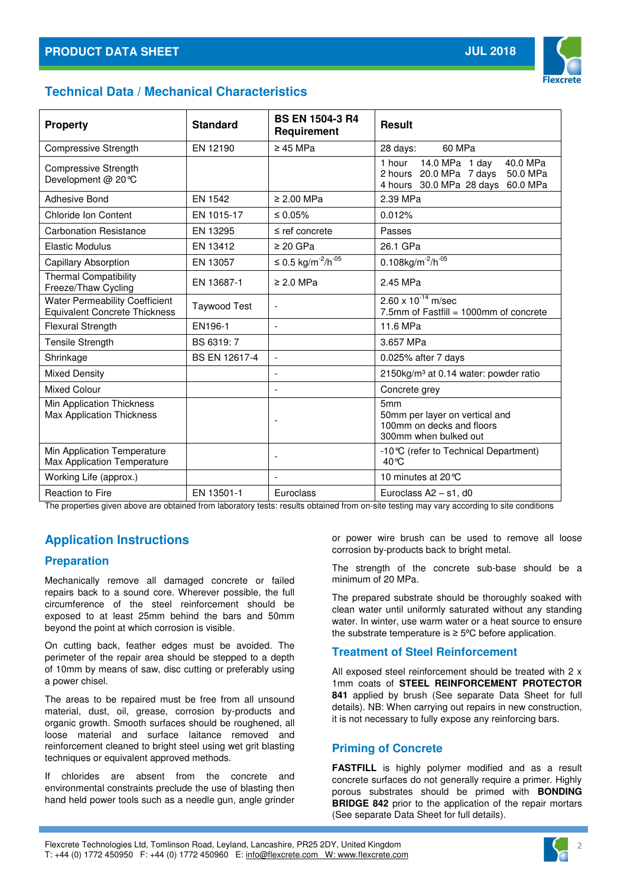## Technical Data / Mechanical Characteristics

| Property | Standard | BS EN 1504-3 R4 Requirement | Result |
|---|---|---|---|
| Compressive Strength | EN 12190 | ≥ 45 MPa | 28 days: 60 MPa |
| Compressive Strength Development @ 20°C | | | 1 hour 14.0 MPa 1 day 40.0 MPa<br>2 hours 20.0 MPa 7 days 50.0 MPa<br>4 hours 30.0 MPa 28 days 60.0 MPa |
| Adhesive Bond | EN 1542 | ≥ 2.00 MPa | 2.39 MPa |
| Chloride Ion Content | EN 1015-17 | ≤ 0.05% | 0.012% |
| Carbonation Resistance | EN 13295 | ≤ ref concrete | Passes |
| Elastic Modulus | EN 13412 | ≥ 20 GPa | 26.1 GPa |
| Capillary Absorption | EN 13057 | ≤ 0.5 $kg/m^{-2}/h^{-05}$ | 0.108$kg/m^{-2}/h^{-05}$ |
| Thermal Compatibility Freeze/Thaw Cycling | EN 13687-1 | ≥ 2.0 MPa | 2.45 MPa |
| Water Permeability Coefficient Equivalent Concrete Thickness | Taywood Test | - | $2.60 \times 10^{-14}$ m/sec<br>7.5mm of Fastfill = 1000mm of concrete |
| Flexural Strength | EN196-1 | - | 11.6 MPa |
| Tensile Strength | BS 6319: 7 | | 3.657 MPa |
| Shrinkage | BS EN 12617-4 | - | 0.025% after 7 days |
| Mixed Density | | - | 2150kg/m³ at 0.14 water: powder ratio |
| Mixed Colour | | - | Concrete grey |
| Min Application Thickness<br>Max Application Thickness | | - | 5mm<br>50mm per layer on vertical and 100mm on decks and floors<br>300mm when bulked out |
| Min Application Temperature<br>Max Application Temperature | | - | -10°C (refer to Technical Department)<br>40°C |
| Working Life (approx.) | | - | 10 minutes at 20°C |
| Reaction to Fire | EN 13501-1 | Euroclass | Euroclass A2 – s1, d0 |

The properties given above are obtained from laboratory tests: results obtained from on-site testing may vary according to site conditions

## Application Instructions

### Preparation

Mechanically remove all damaged concrete or failed repairs back to a sound core. Wherever possible, the full circumference of the steel reinforcement should be exposed to at least 25mm behind the bars and 50mm beyond the point at which corrosion is visible.

On cutting back, feather edges must be avoided. The perimeter of the repair area should be stepped to a depth of 10mm by means of saw, disc cutting or preferably using a power chisel.

The areas to be repaired must be free from all unsound material, dust, oil, grease, corrosion by-products and organic growth. Smooth surfaces should be roughened, all loose material and surface laitance removed and reinforcement cleaned to bright steel using wet grit blasting techniques or equivalent approved methods.

If chlorides are absent from the concrete and environmental constraints preclude the use of blasting then hand held power tools such as a needle gun, angle grinder or power wire brush can be used to remove all loose corrosion by-products back to bright metal.

The strength of the concrete sub-base should be a minimum of 20 MPa.

The prepared substrate should be thoroughly soaked with clean water until uniformly saturated without any standing water. In winter, use warm water or a heat source to ensure the substrate temperature is ≥ 5ºC before application.

### Treatment of Steel Reinforcement

All exposed steel reinforcement should be treated with 2 x 1mm coats of **STEEL REINFORCEMENT PROTECTOR 841** applied by brush (See separate Data Sheet for full details). NB: When carrying out repairs in new construction, it is not necessary to fully expose any reinforcing bars.

### Priming of Concrete

**FASTFILL** is highly polymer modified and as a result concrete surfaces do not generally require a primer. Highly porous substrates should be primed with **BONDING BRIDGE 842** prior to the application of the repair mortars (See separate Data Sheet for full details).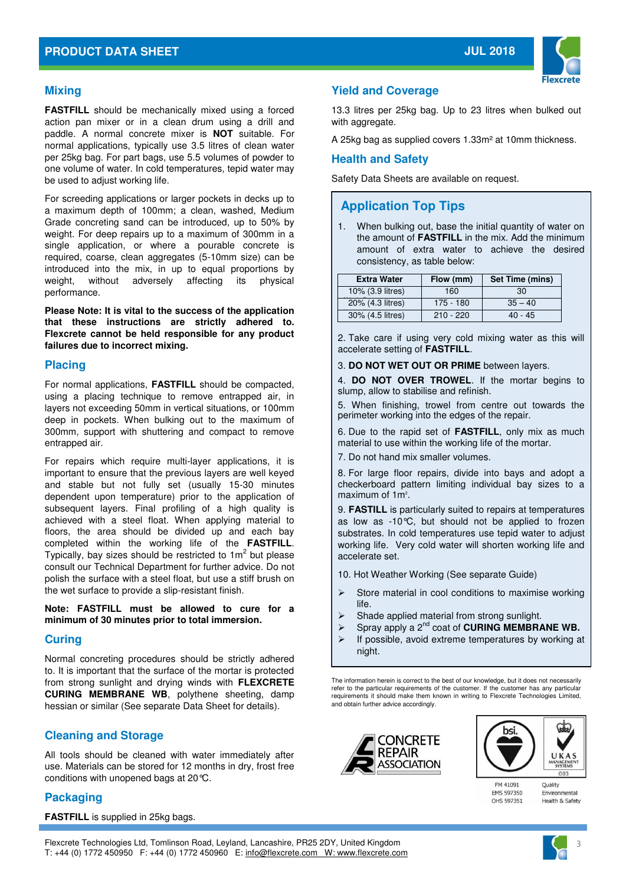## Mixing

**FASTFILL** should be mechanically mixed using a forced action pan mixer or in a clean drum using a drill and paddle. A normal concrete mixer is **NOT** suitable. For normal applications, typically use 3.5 litres of clean water per 25kg bag. For part bags, use 5.5 volumes of powder to one volume of water. In cold temperatures, tepid water may be used to adjust working life.

For screeding applications or larger pockets in decks up to a maximum depth of 100mm; a clean, washed, Medium Grade concreting sand can be introduced, up to 50% by weight. For deep repairs up to a maximum of 300mm in a single application, or where a pourable concrete is required, coarse, clean aggregates (5-10mm size) can be introduced into the mix, in up to equal proportions by weight, without adversely affecting its physical performance.

**Please Note: It is vital to the success of the application that these instructions are strictly adhered to. Flexcrete cannot be held responsible for any product failures due to incorrect mixing.**

## Placing

For normal applications, **FASTFILL** should be compacted, using a placing technique to remove entrapped air, in layers not exceeding 50mm in vertical situations, or 100mm deep in pockets. When bulking out to the maximum of 300mm, support with shuttering and compact to remove entrapped air.

For repairs which require multi-layer applications, it is important to ensure that the previous layers are well keyed and stable but not fully set (usually 15-30 minutes dependent upon temperature) prior to the application of subsequent layers. Final profiling of a high quality is achieved with a steel float. When applying material to floors, the area should be divided up and each bay completed within the working life of the **FASTFILL**. Typically, bay sizes should be restricted to 1m$^2$ but please consult our Technical Department for further advice. Do not polish the surface with a steel float, but use a stiff brush on the wet surface to provide a slip-resistant finish.

**Note: FASTFILL must be allowed to cure for a minimum of 30 minutes prior to total immersion.**

## Curing

Normal concreting procedures should be strictly adhered to. It is important that the surface of the mortar is protected from strong sunlight and drying winds with **FLEXCRETE CURING MEMBRANE WB**, polythene sheeting, damp hessian or similar (See separate Data Sheet for details).

## Cleaning and Storage

All tools should be cleaned with water immediately after use. Materials can be stored for 12 months in dry, frost free conditions with unopened bags at 20°C.

## Packaging

**FASTFILL** is supplied in 25kg bags.

## Yield and Coverage

13.3 litres per 25kg bag. Up to 23 litres when bulked out with aggregate.

A 25kg bag as supplied covers 1.33m² at 10mm thickness.

## Health and Safety

Safety Data Sheets are available on request.

## Application Top Tips

1. When bulking out, base the initial quantity of water on the amount of **FASTFILL** in the mix. Add the minimum amount of extra water to achieve the desired consistency, as table below:

| Extra Water | Flow (mm) | Set Time (mins) |
|---|---|---|
| 10% (3.9 litres) | 160 | 30 |
| 20% (4.3 litres) | 175 - 180 | 35 – 40 |
| 30% (4.5 litres) | 210 - 220 | 40 - 45 |

2. Take care if using very cold mixing water as this will accelerate setting of **FASTFILL**.

3. **DO NOT WET OUT OR PRIME** between layers.

4. **DO NOT OVER TROWEL**. If the mortar begins to slump, allow to stabilise and refinish.

5. When finishing, trowel from centre out towards the perimeter working into the edges of the repair.

6. Due to the rapid set of **FASTFILL**, only mix as much material to use within the working life of the mortar.

7. Do not hand mix smaller volumes.

8. For large floor repairs, divide into bays and adopt a checkerboard pattern limiting individual bay sizes to a maximum of 1m².

9. **FASTILL** is particularly suited to repairs at temperatures as low as -10°C, but should not be applied to frozen substrates. In cold temperatures use tepid water to adjust working life. Very cold water will shorten working life and accelerate set.

10. Hot Weather Working (See separate Guide)

- Store material in cool conditions to maximise working life.
- Shade applied material from strong sunlight.
- Spray apply a 2nd coat of **CURING MEMBRANE WB.**
- If possible, avoid extreme temperatures by working at night.

The information herein is correct to the best of our knowledge, but it does not necessarily refer to the particular requirements of the customer. If the customer has any particular requirements it should make them known in writing to Flexcrete Technologies Limited, and obtain further advice accordingly.

CONCRETE REPAIR ASSOCIATION

FM 41091 Quality
EMS 597350 Environmental
OHS 597351 Health & Safety

Flexcrete Technologies Ltd, Tomlinson Road, Leyland, Lancashire, PR25 2DY, United Kingdom
T: +44 (0) 1772 450950 F: +44 (0) 1772 450960 E: info@flexcrete.com W: www.flexcrete.com